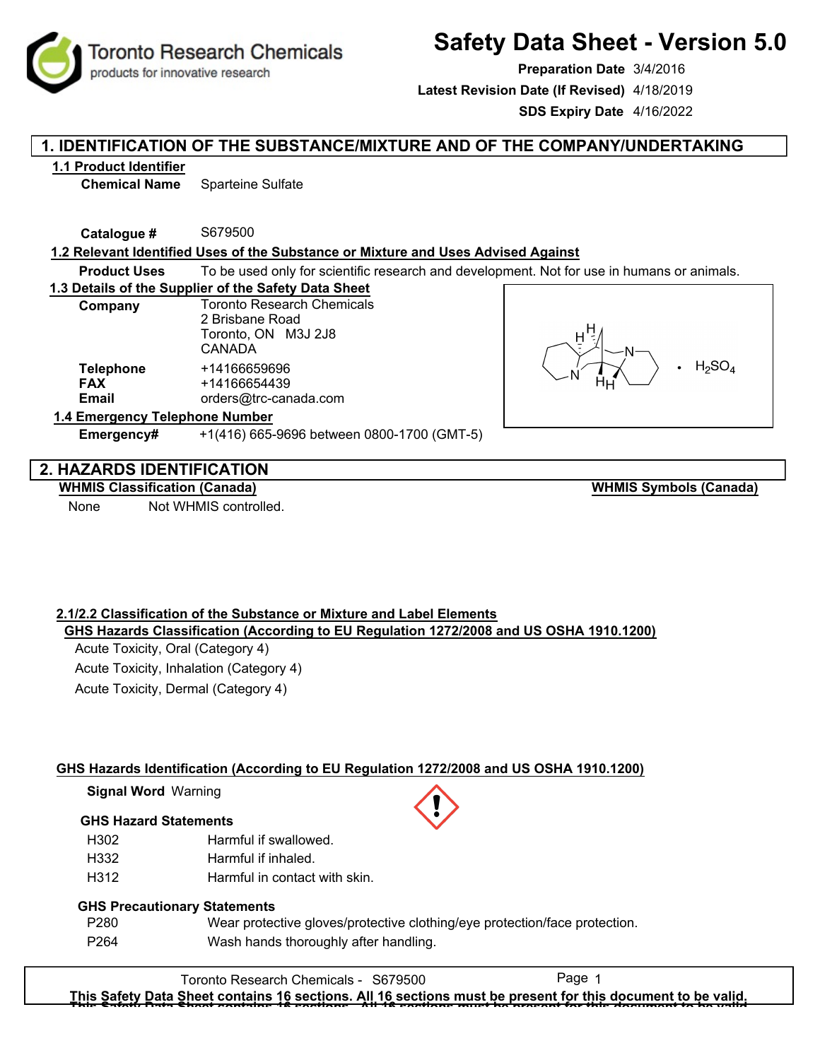# Toronto Research Chemicals
products for innovative research

# Safety Data Sheet - Version 5.0

**Preparation Date** 3/4/2016
**Latest Revision Date (If Revised)** 4/18/2019
**SDS Expiry Date** 4/16/2022

## 1. IDENTIFICATION OF THE SUBSTANCE/MIXTURE AND OF THE COMPANY/UNDERTAKING

### 1.1 Product Identifier

**Chemical Name** Sparteine Sulfate

**Catalogue #** S679500

### 1.2 Relevant Identified Uses of the Substance or Mixture and Uses Advised Against

**Product Uses** To be used only for scientific research and development. Not for use in humans or animals.

### 1.3 Details of the Supplier of the Safety Data Sheet

**Company** Toronto Research Chemicals
2 Brisbane Road
Toronto, ON M3J 2J8
CANADA

**Telephone** +14166659696
**FAX** +14166654439
**Email** orders@trc-canada.com

• $H_2SO_4$

### 1.4 Emergency Telephone Number

**Emergency#** +1(416) 665-9696 between 0800-1700 (GMT-5)

## 2. HAZARDS IDENTIFICATION

**WHMIS Classification (Canada)**

None Not WHMIS controlled.

**WHMIS Symbols (Canada)**

### 2.1/2.2 Classification of the Substance or Mixture and Label Elements

**GHS Hazards Classification (According to EU Regulation 1272/2008 and US OSHA 1910.1200)**

Acute Toxicity, Oral (Category 4)
Acute Toxicity, Inhalation (Category 4)
Acute Toxicity, Dermal (Category 4)

**GHS Hazards Identification (According to EU Regulation 1272/2008 and US OSHA 1910.1200)**

**Signal Word** Warning

**GHS Hazard Statements**

| | |
|---|---|
| H302 | Harmful if swallowed. |
| H332 | Harmful if inhaled. |
| H312 | Harmful in contact with skin. |

**GHS Precautionary Statements**

| | |
|---|---|
| P280 | Wear protective gloves/protective clothing/eye protection/face protection. |
| P264 | Wash hands thoroughly after handling. |

This Safety Data Sheet contains 16 sections. All 16 sections must be present for this document to be valid.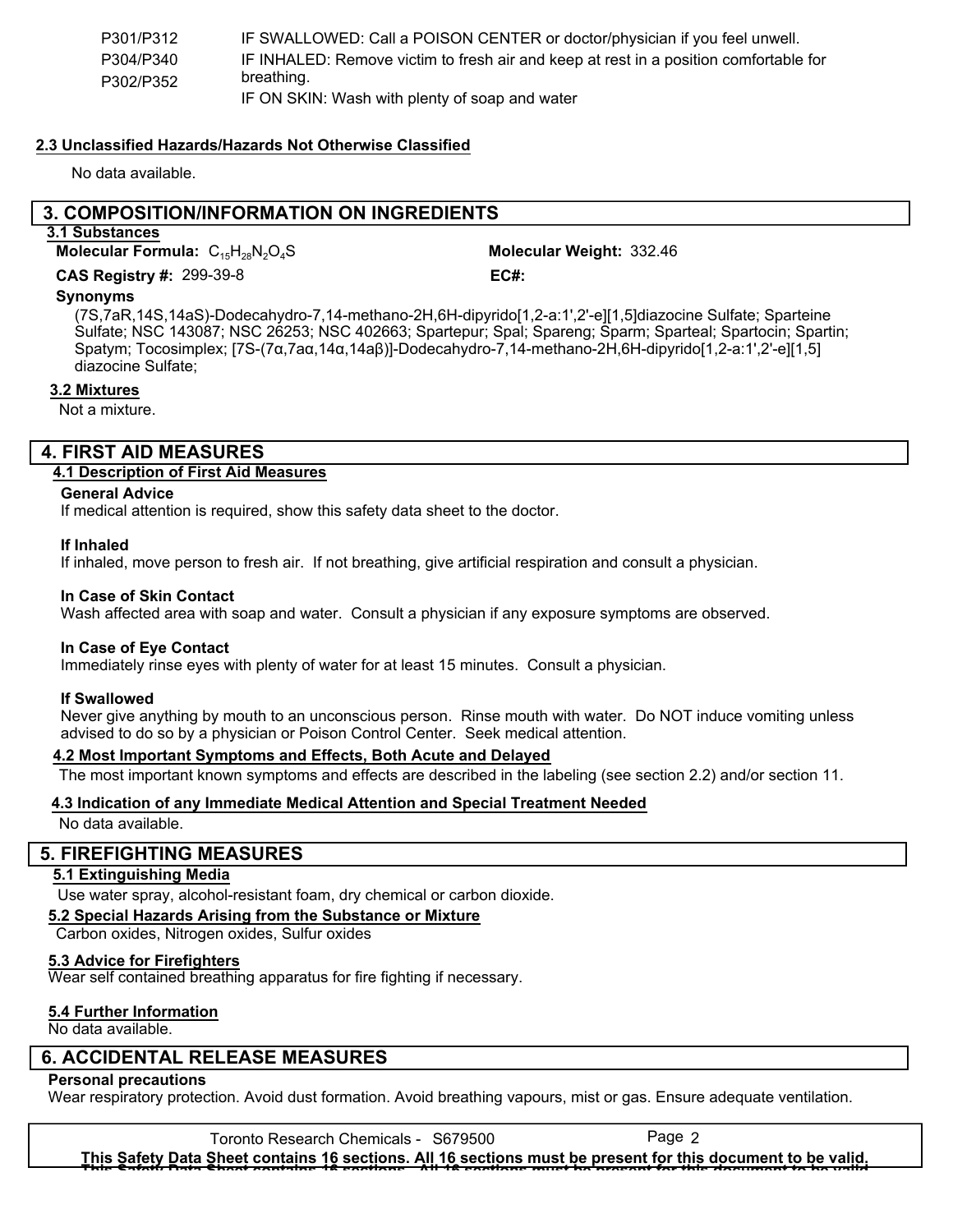| | |
|---|---|
| P301/P312 | IF SWALLOWED: Call a POISON CENTER or doctor/physician if you feel unwell. |
| P304/P340 | IF INHALED: Remove victim to fresh air and keep at rest in a position comfortable for breathing. |
| P302/P352 | IF ON SKIN: Wash with plenty of soap and water |

### 2.3 Unclassified Hazards/Hazards Not Otherwise Classified

No data available.

## 3. COMPOSITION/INFORMATION ON INGREDIENTS

### 3.1 Substances

**Molecular Formula:** $C_{15}H_{28}N_2O_4S$ **Molecular Weight:** 332.46

**CAS Registry #:** 299-39-8 **EC#:**

**Synonyms**

(7S,7aR,14S,14aS)-Dodecahydro-7,14-methano-2H,6H-dipyrido[1,2-a:1',2'-e][1,5]diazocine Sulfate; Sparteine Sulfate; NSC 143087; NSC 26253; NSC 402663; Spartepur; Spal; Spareng; Sparm; Sparteal; Spartocin; Spartin; Spatym; Tocosimplex; [7S-(7α,7aα,14α,14aβ)]-Dodecahydro-7,14-methano-2H,6H-dipyrido[1,2-a:1',2'-e][1,5] diazocine Sulfate;

### 3.2 Mixtures

Not a mixture.

## 4. FIRST AID MEASURES

### 4.1 Description of First Aid Measures

**General Advice**

If medical attention is required, show this safety data sheet to the doctor.

**If Inhaled**

If inhaled, move person to fresh air. If not breathing, give artificial respiration and consult a physician.

**In Case of Skin Contact**

Wash affected area with soap and water. Consult a physician if any exposure symptoms are observed.

**In Case of Eye Contact**

Immediately rinse eyes with plenty of water for at least 15 minutes. Consult a physician.

**If Swallowed**

Never give anything by mouth to an unconscious person. Rinse mouth with water. Do NOT induce vomiting unless advised to do so by a physician or Poison Control Center. Seek medical attention.

### 4.2 Most Important Symptoms and Effects, Both Acute and Delayed

The most important known symptoms and effects are described in the labeling (see section 2.2) and/or section 11.

### 4.3 Indication of any Immediate Medical Attention and Special Treatment Needed

No data available.

## 5. FIREFIGHTING MEASURES

### 5.1 Extinguishing Media

Use water spray, alcohol-resistant foam, dry chemical or carbon dioxide.

### 5.2 Special Hazards Arising from the Substance or Mixture

Carbon oxides, Nitrogen oxides, Sulfur oxides

### 5.3 Advice for Firefighters

Wear self contained breathing apparatus for fire fighting if necessary.

### 5.4 Further Information

No data available.

## 6. ACCIDENTAL RELEASE MEASURES

**Personal precautions**

Wear respiratory protection. Avoid dust formation. Avoid breathing vapours, mist or gas. Ensure adequate ventilation.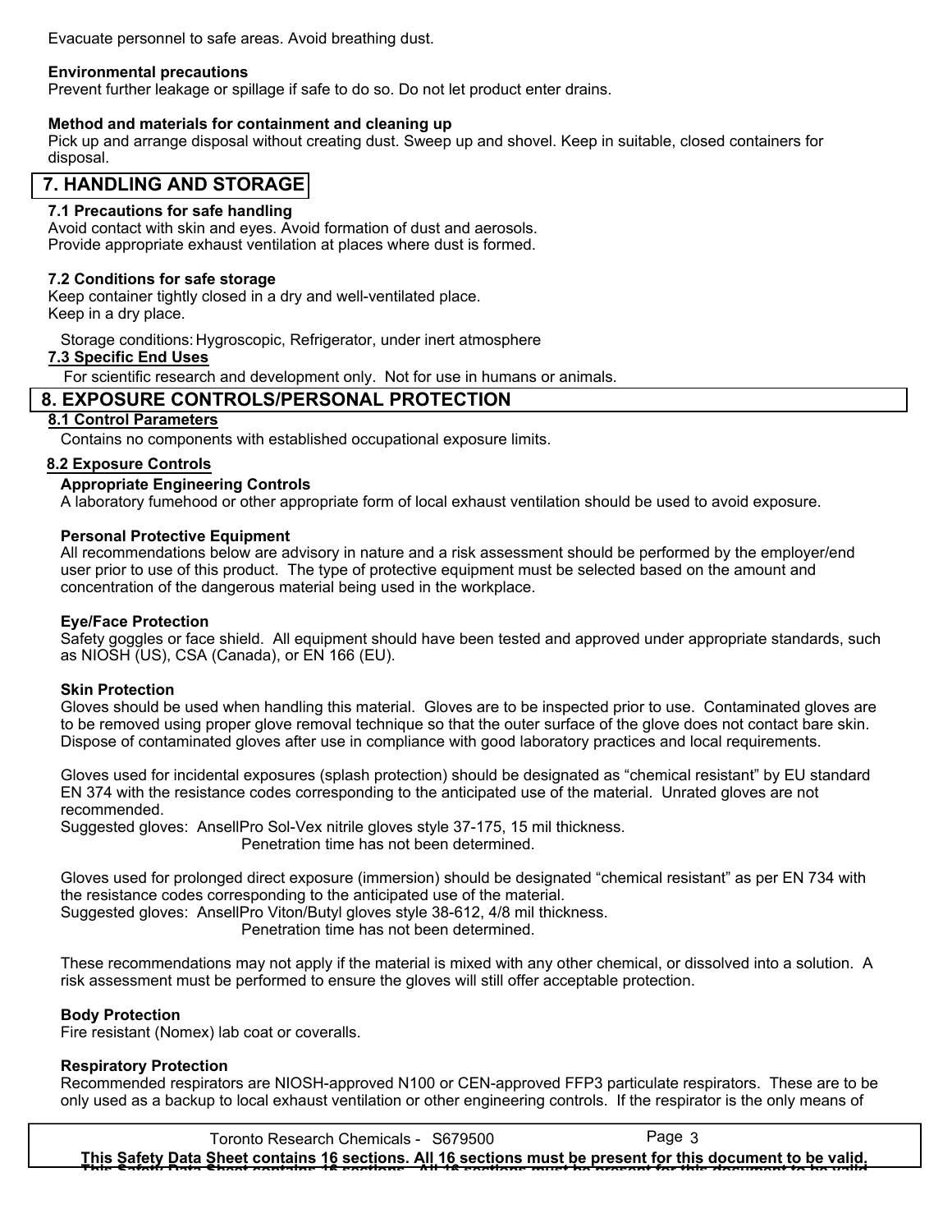Evacuate personnel to safe areas. Avoid breathing dust.

**Environmental precautions**

Prevent further leakage or spillage if safe to do so. Do not let product enter drains.

**Method and materials for containment and cleaning up**

Pick up and arrange disposal without creating dust. Sweep up and shovel. Keep in suitable, closed containers for disposal.

## 7. HANDLING AND STORAGE

### 7.1 Precautions for safe handling

Avoid contact with skin and eyes. Avoid formation of dust and aerosols.
Provide appropriate exhaust ventilation at places where dust is formed.

### 7.2 Conditions for safe storage

Keep container tightly closed in a dry and well-ventilated place.
Keep in a dry place.

Storage conditions: Hygroscopic, Refrigerator, under inert atmosphere

### 7.3 Specific End Uses

For scientific research and development only. Not for use in humans or animals.

## 8. EXPOSURE CONTROLS/PERSONAL PROTECTION

### 8.1 Control Parameters

Contains no components with established occupational exposure limits.

### 8.2 Exposure Controls

**Appropriate Engineering Controls**

A laboratory fumehood or other appropriate form of local exhaust ventilation should be used to avoid exposure.

**Personal Protective Equipment**

All recommendations below are advisory in nature and a risk assessment should be performed by the employer/end user prior to use of this product. The type of protective equipment must be selected based on the amount and concentration of the dangerous material being used in the workplace.

**Eye/Face Protection**

Safety goggles or face shield. All equipment should have been tested and approved under appropriate standards, such as NIOSH (US), CSA (Canada), or EN 166 (EU).

**Skin Protection**

Gloves should be used when handling this material. Gloves are to be inspected prior to use. Contaminated gloves are to be removed using proper glove removal technique so that the outer surface of the glove does not contact bare skin. Dispose of contaminated gloves after use in compliance with good laboratory practices and local requirements.

Gloves used for incidental exposures (splash protection) should be designated as “chemical resistant” by EU standard EN 374 with the resistance codes corresponding to the anticipated use of the material. Unrated gloves are not recommended.
Suggested gloves: AnsellPro Sol-Vex nitrile gloves style 37-175, 15 mil thickness.
Penetration time has not been determined.

Gloves used for prolonged direct exposure (immersion) should be designated “chemical resistant” as per EN 734 with the resistance codes corresponding to the anticipated use of the material.
Suggested gloves: AnsellPro Viton/Butyl gloves style 38-612, 4/8 mil thickness.
Penetration time has not been determined.

These recommendations may not apply if the material is mixed with any other chemical, or dissolved into a solution. A risk assessment must be performed to ensure the gloves will still offer acceptable protection.

**Body Protection**

Fire resistant (Nomex) lab coat or coveralls.

**Respiratory Protection**

Recommended respirators are NIOSH-approved N100 or CEN-approved FFP3 particulate respirators. These are to be only used as a backup to local exhaust ventilation or other engineering controls. If the respirator is the only means of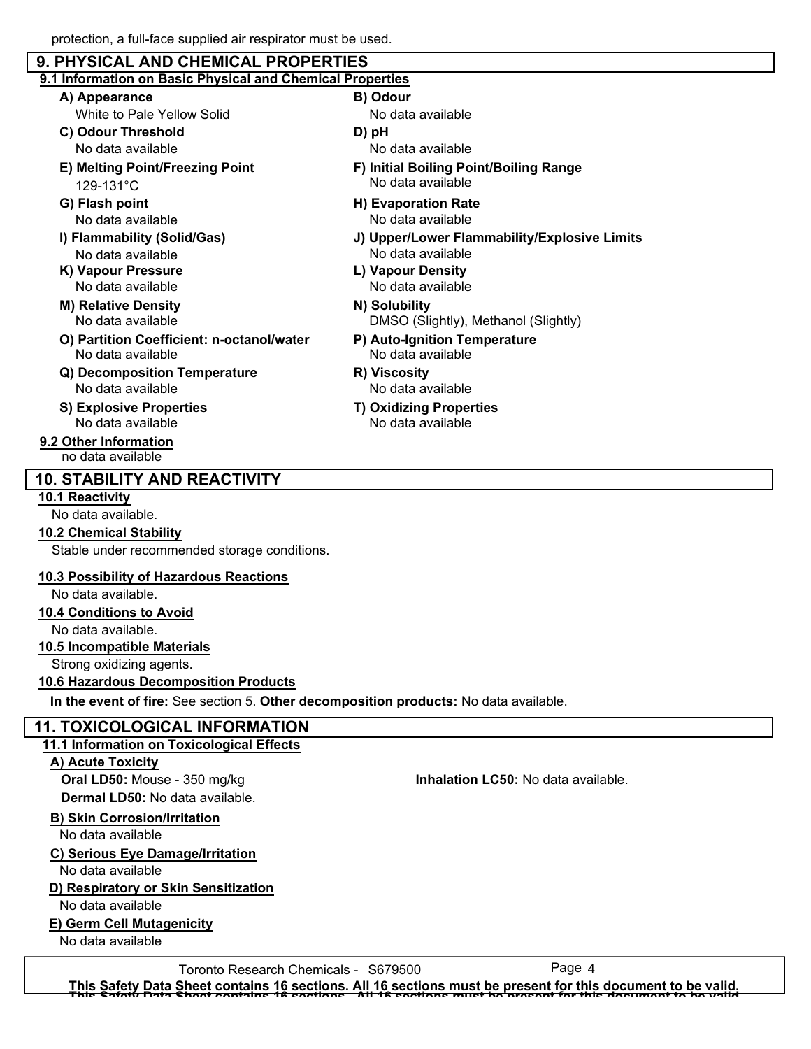protection, a full-face supplied air respirator must be used.

## 9. PHYSICAL AND CHEMICAL PROPERTIES

### 9.1 Information on Basic Physical and Chemical Properties

**A) Appearance**
White to Pale Yellow Solid

**B) Odour**
No data available

**C) Odour Threshold**
No data available

**D) pH**
No data available

**E) Melting Point/Freezing Point**
129-131°C

**F) Initial Boiling Point/Boiling Range**
No data available

**G) Flash point**
No data available

**H) Evaporation Rate**
No data available

**I) Flammability (Solid/Gas)**
No data available

**J) Upper/Lower Flammability/Explosive Limits**
No data available

**K) Vapour Pressure**
No data available

**L) Vapour Density**
No data available

**M) Relative Density**
No data available

**N) Solubility**
DMSO (Slightly), Methanol (Slightly)

**O) Partition Coefficient: n-octanol/water**
No data available

**P) Auto-Ignition Temperature**
No data available

**Q) Decomposition Temperature**
No data available

**R) Viscosity**
No data available

**S) Explosive Properties**
No data available

**T) Oxidizing Properties**
No data available

### 9.2 Other Information

no data available

## 10. STABILITY AND REACTIVITY

### 10.1 Reactivity

No data available.

### 10.2 Chemical Stability

Stable under recommended storage conditions.

### 10.3 Possibility of Hazardous Reactions

No data available.

### 10.4 Conditions to Avoid

No data available.

### 10.5 Incompatible Materials

Strong oxidizing agents.

### 10.6 Hazardous Decomposition Products

**In the event of fire:** See section 5. **Other decomposition products:** No data available.

## 11. TOXICOLOGICAL INFORMATION

### 11.1 Information on Toxicological Effects

**A) Acute Toxicity**

**Oral LD50:** Mouse - 350 mg/kg

**Inhalation LC50:** No data available.

**Dermal LD50:** No data available.

**B) Skin Corrosion/Irritation**

No data available

**C) Serious Eye Damage/Irritation**

No data available

**D) Respiratory or Skin Sensitization**

No data available

**E) Germ Cell Mutagenicity**

No data available

Toronto Research Chemicals - S679500

**This Safety Data Sheet contains 16 sections. All 16 sections must be present for this document to be valid.**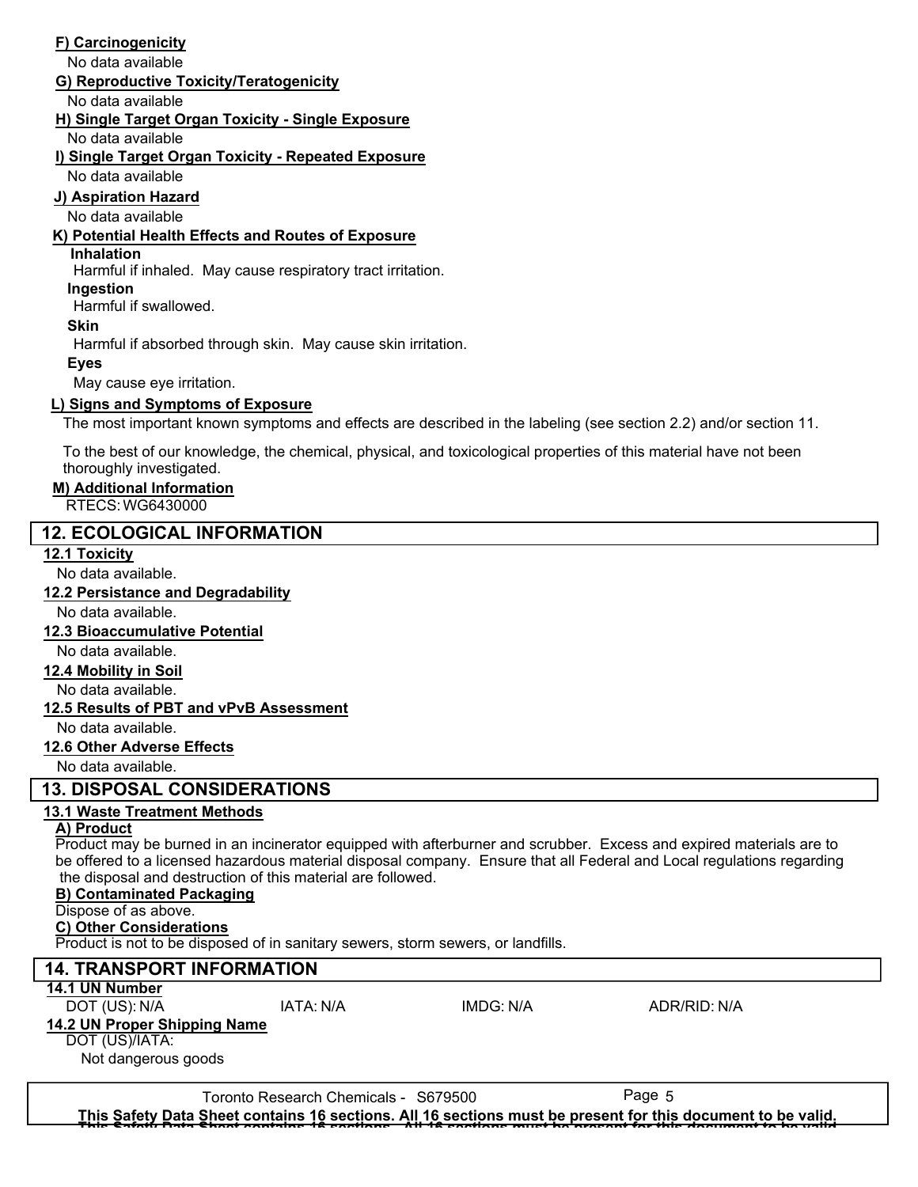**F) Carcinogenicity**

No data available

**G) Reproductive Toxicity/Teratogenicity**

No data available

**H) Single Target Organ Toxicity - Single Exposure**

No data available

**I) Single Target Organ Toxicity - Repeated Exposure**

No data available

**J) Aspiration Hazard**

No data available

**K) Potential Health Effects and Routes of Exposure**

**Inhalation**

Harmful if inhaled. May cause respiratory tract irritation.

**Ingestion**

Harmful if swallowed.

**Skin**

Harmful if absorbed through skin. May cause skin irritation.

**Eyes**

May cause eye irritation.

**L) Signs and Symptoms of Exposure**

The most important known symptoms and effects are described in the labeling (see section 2.2) and/or section 11.

To the best of our knowledge, the chemical, physical, and toxicological properties of this material have not been thoroughly investigated.

**M) Additional Information**

RTECS: WG6430000

## 12. ECOLOGICAL INFORMATION

**12.1 Toxicity**

No data available.

**12.2 Persistance and Degradability**

No data available.

**12.3 Bioaccumulative Potential**

No data available.

**12.4 Mobility in Soil**

No data available.

**12.5 Results of PBT and vPvB Assessment**

No data available.

**12.6 Other Adverse Effects**

No data available.

## 13. DISPOSAL CONSIDERATIONS

**13.1 Waste Treatment Methods**

**A) Product**

Product may be burned in an incinerator equipped with afterburner and scrubber. Excess and expired materials are to be offered to a licensed hazardous material disposal company. Ensure that all Federal and Local regulations regarding the disposal and destruction of this material are followed.

**B) Contaminated Packaging**

Dispose of as above.

**C) Other Considerations**

Product is not to be disposed of in sanitary sewers, storm sewers, or landfills.

## 14. TRANSPORT INFORMATION

**14.1 UN Number**

| DOT (US): N/A | IATA: N/A | IMDG: N/A | ADR/RID: N/A |
|---|---|---|---|

**14.2 UN Proper Shipping Name**

DOT (US)/IATA:

Not dangerous goods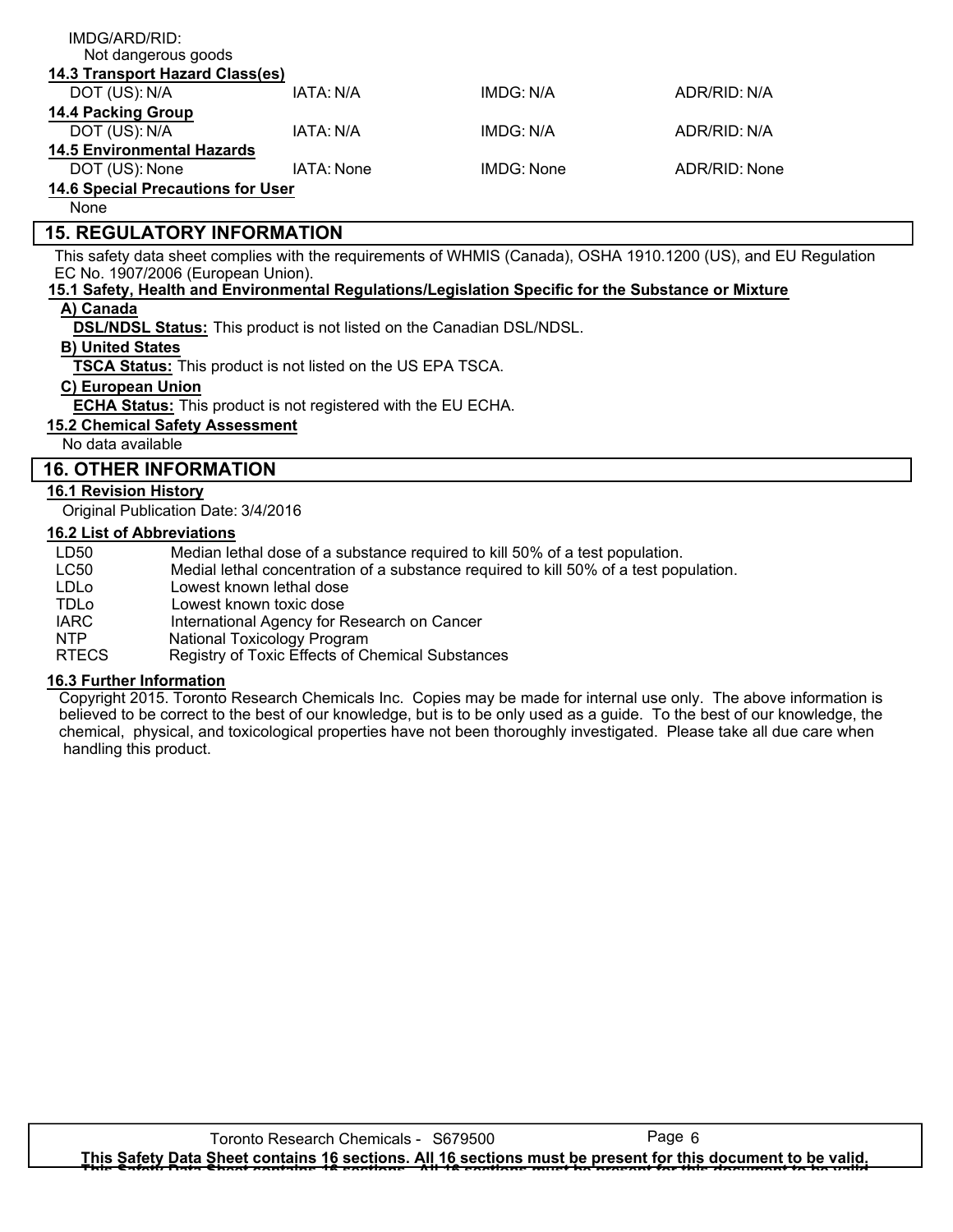IMDG/ARD/RID:
Not dangerous goods

**14.3 Transport Hazard Class(es)**

| | | | |
|---|---|---|---|
| DOT (US): N/A | IATA: N/A | IMDG: N/A | ADR/RID: N/A |

**14.4 Packing Group**

| | | | |
|---|---|---|---|
| DOT (US): N/A | IATA: N/A | IMDG: N/A | ADR/RID: N/A |

**14.5 Environmental Hazards**

| | | | |
|---|---|---|---|
| DOT (US): None | IATA: None | IMDG: None | ADR/RID: None |

**14.6 Special Precautions for User**

None

## 15. REGULATORY INFORMATION

This safety data sheet complies with the requirements of WHMIS (Canada), OSHA 1910.1200 (US), and EU Regulation EC No. 1907/2006 (European Union).

**15.1 Safety, Health and Environmental Regulations/Legislation Specific for the Substance or Mixture**

**A) Canada**

**DSL/NDSL Status:** This product is not listed on the Canadian DSL/NDSL.

**B) United States**

**TSCA Status:** This product is not listed on the US EPA TSCA.

**C) European Union**

**ECHA Status:** This product is not registered with the EU ECHA.

**15.2 Chemical Safety Assessment**

No data available

## 16. OTHER INFORMATION

**16.1 Revision History**

Original Publication Date: 3/4/2016

**16.2 List of Abbreviations**

| | |
|---|---|
| LD50 | Median lethal dose of a substance required to kill 50% of a test population. |
| LC50 | Medial lethal concentration of a substance required to kill 50% of a test population. |
| LDLo | Lowest known lethal dose |
| TDLo | Lowest known toxic dose |
| IARC | International Agency for Research on Cancer |
| NTP | National Toxicology Program |
| RTECS | Registry of Toxic Effects of Chemical Substances |

**16.3 Further Information**

Copyright 2015. Toronto Research Chemicals Inc. Copies may be made for internal use only. The above information is believed to be correct to the best of our knowledge, but is to be only used as a guide. To the best of our knowledge, the chemical, physical, and toxicological properties have not been thoroughly investigated. Please take all due care when handling this product.